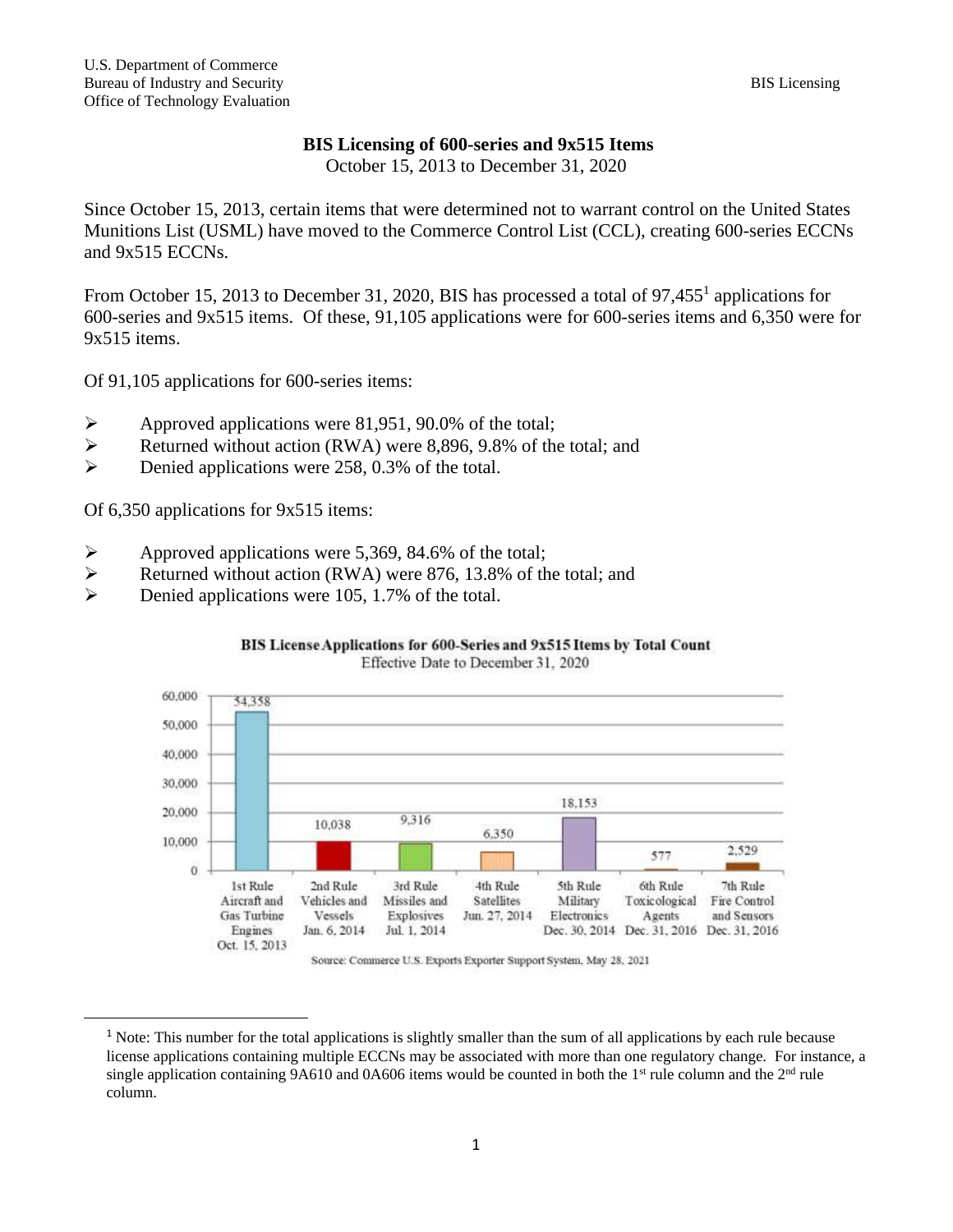U.S. Department of Commerce
Bureau of Industry and Security
Office of Technology Evaluation

# BIS Licensing of 600-series and 9x515 Items

October 15, 2013 to December 31, 2020

Since October 15, 2013, certain items that were determined not to warrant control on the United States Munitions List (USML) have moved to the Commerce Control List (CCL), creating 600-series ECCNs and 9x515 ECCNs.

From October 15, 2013 to December 31, 2020, BIS has processed a total of 97,455[1] applications for 600-series and 9x515 items. Of these, 91,105 applications were for 600-series items and 6,350 were for 9x515 items.

Of 91,105 applications for 600-series items:

- Approved applications were 81,951, 90.0% of the total;
- Returned without action (RWA) were 8,896, 9.8% of the total; and
- Denied applications were 258, 0.3% of the total.

Of 6,350 applications for 9x515 items:

- Approved applications were 5,369, 84.6% of the total;
- Returned without action (RWA) were 876, 13.8% of the total; and
- Denied applications were 105, 1.7% of the total.

**BIS License Applications for 600-Series and 9x515 Items by Total Count**

Effective Date to December 31, 2020

| Rule | Count |
|---|---|
| 1st Rule Aircraft and Gas Turbine Engines Oct. 15, 2013 | 54,358 |
| 2nd Rule Vehicles and Vessels Jan. 6, 2014 | 10,038 |
| 3rd Rule Missiles and Explosives Jul. 1, 2014 | 9,316 |
| 4th Rule Satellites Jun. 27, 2014 | 6,350 |
| 5th Rule Military Electronics Dec. 30, 2014 | 18,153 |
| 6th Rule Toxicological Agents Dec. 31, 2016 | 577 |
| 7th Rule Fire Control and Sensors Dec. 31, 2016 | 2,529 |

Source: Commerce U.S. Exports Exporter Support System, May 28, 2021

[1] Note: This number for the total applications is slightly smaller than the sum of all applications by each rule because license applications containing multiple ECCNs may be associated with more than one regulatory change. For instance, a single application containing 9A610 and 0A606 items would be counted in both the 1st rule column and the 2nd rule column.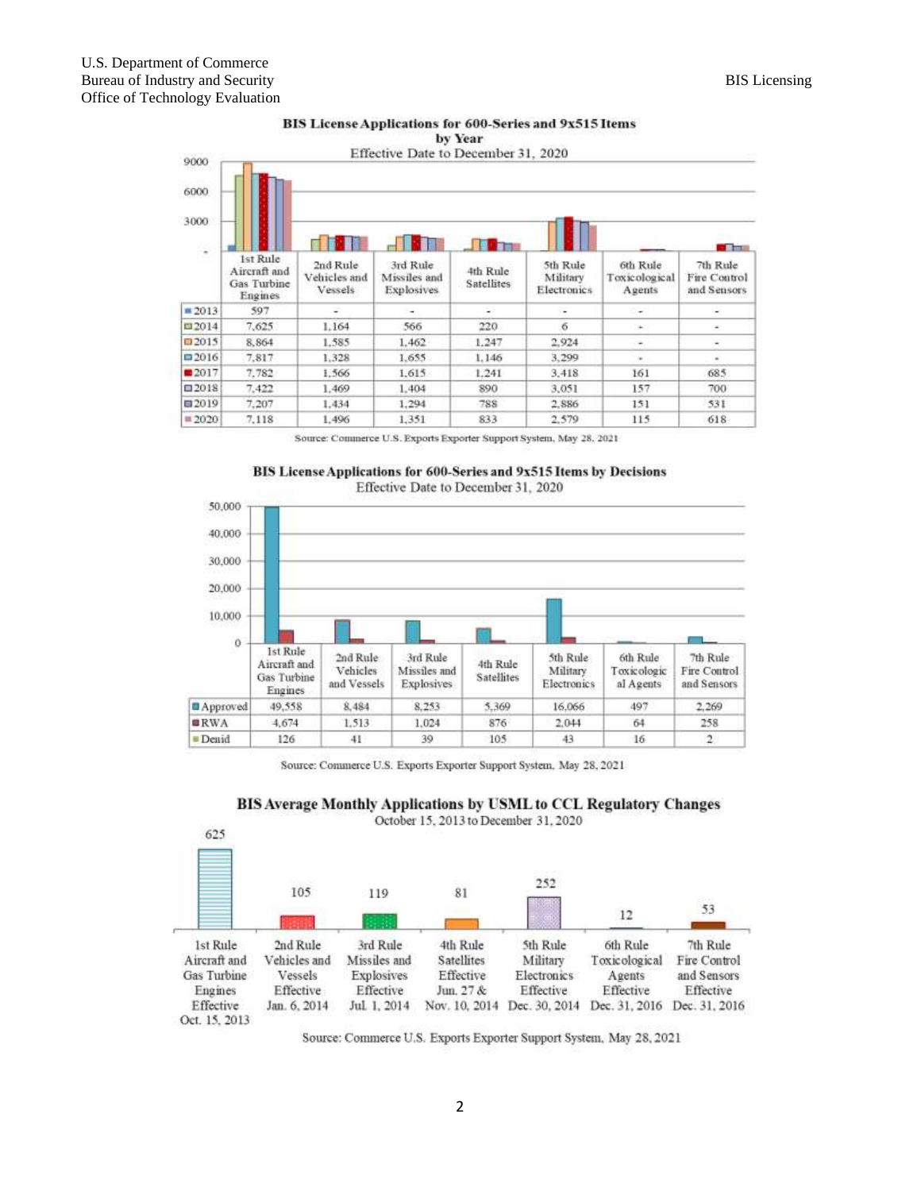## BIS License Applications for 600-Series and 9x515 Items by Year

Effective Date to December 31, 2020

| | 1st Rule Aircraft and Gas Turbine Engines | 2nd Rule Vehicles and Vessels | 3rd Rule Missiles and Explosives | 4th Rule Satellites | 5th Rule Military Electronics | 6th Rule Toxicological Agents | 7th Rule Fire Control and Sensors |
|---|---|---|---|---|---|---|---|
| 2013 | 597 | - | - | - | - | - | - |
| 2014 | 7,625 | 1,164 | 566 | 220 | 6 | - | - |
| 2015 | 8,864 | 1,585 | 1,462 | 1,247 | 2,924 | - | - |
| 2016 | 7,817 | 1,328 | 1,655 | 1,146 | 3,299 | - | - |
| 2017 | 7,782 | 1,566 | 1,615 | 1,241 | 3,418 | 161 | 685 |
| 2018 | 7,422 | 1,469 | 1,404 | 890 | 3,051 | 157 | 700 |
| 2019 | 7,207 | 1,434 | 1,294 | 788 | 2,886 | 151 | 531 |
| 2020 | 7,118 | 1,496 | 1,351 | 833 | 2,579 | 115 | 618 |

Source: Commerce U.S. Exports Exporter Support System, May 28, 2021

## BIS License Applications for 600-Series and 9x515 Items by Decisions

Effective Date to December 31, 2020

| | 1st Rule Aircraft and Gas Turbine Engines | 2nd Rule Vehicles and Vessels | 3rd Rule Missiles and Explosives | 4th Rule Satellites | 5th Rule Military Electronics | 6th Rule Toxicological Agents | 7th Rule Fire Control and Sensors |
|---|---|---|---|---|---|---|---|
| Approved | 49,558 | 8,484 | 8,253 | 5,369 | 16,066 | 497 | 2,269 |
| RWA | 4,674 | 1,513 | 1,024 | 876 | 2,044 | 64 | 258 |
| Denid | 126 | 41 | 39 | 105 | 43 | 16 | 2 |

Source: Commerce U.S. Exports Exporter Support System, May 28, 2021

## BIS Average Monthly Applications by USML to CCL Regulatory Changes

October 15, 2013 to December 31, 2020

| 1st Rule Aircraft and Gas Turbine Engines Effective Oct. 15, 2013 | 2nd Rule Vehicles and Vessels Effective Jan. 6, 2014 | 3rd Rule Missiles and Explosives Effective Jul. 1, 2014 | 4th Rule Satellites Effective Jun. 27 & Nov. 10, 2014 | 5th Rule Military Electronics Effective Dec. 30, 2014 | 6th Rule Toxicological Agents Effective Dec. 31, 2016 | 7th Rule Fire Control and Sensors Effective Dec. 31, 2016 |
|---|---|---|---|---|---|---|
| 625 | 105 | 119 | 81 | 252 | 12 | 53 |

Source: Commerce U.S. Exports Exporter Support System, May 28, 2021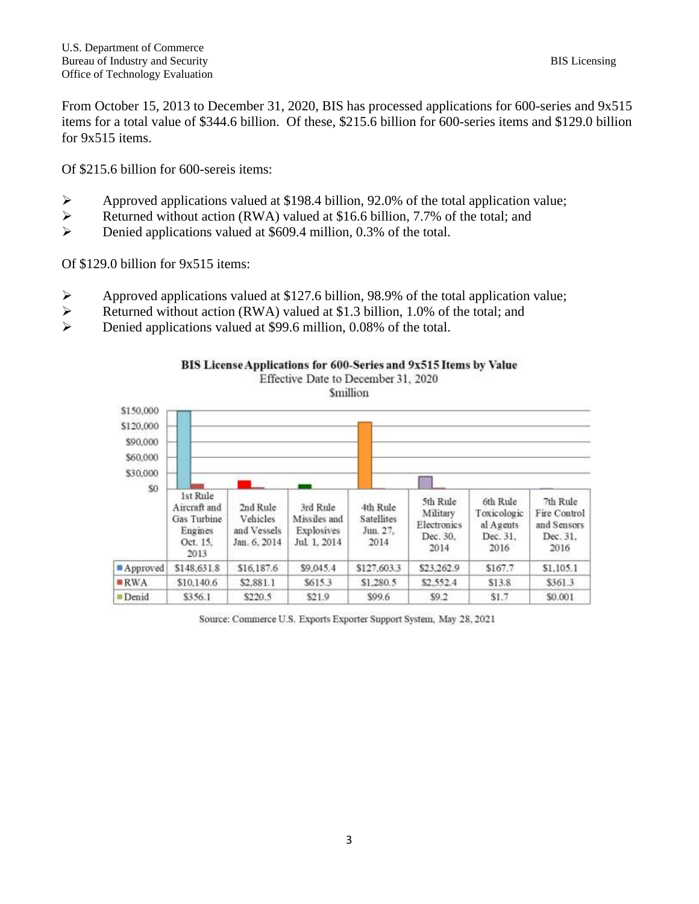From October 15, 2013 to December 31, 2020, BIS has processed applications for 600-series and 9x515 items for a total value of $344.6 billion. Of these, $215.6 billion for 600-series items and $129.0 billion for 9x515 items.

Of $215.6 billion for 600-sereis items:

- Approved applications valued at $198.4 billion, 92.0% of the total application value;
- Returned without action (RWA) valued at $16.6 billion, 7.7% of the total; and
- Denied applications valued at $609.4 million, 0.3% of the total.

Of $129.0 billion for 9x515 items:

- Approved applications valued at $127.6 billion, 98.9% of the total application value;
- Returned without action (RWA) valued at $1.3 billion, 1.0% of the total; and
- Denied applications valued at $99.6 million, 0.08% of the total.

**BIS License Applications for 600-Series and 9x515 Items by Value**
Effective Date to December 31, 2020
$million

| | 1st Rule Aircraft and Gas Turbine Engines Oct. 15, 2013 | 2nd Rule Vehicles and Vessels Jan. 6, 2014 | 3rd Rule Missiles and Explosives Jul. 1, 2014 | 4th Rule Satellites Jun. 27, 2014 | 5th Rule Military Electronics Dec. 30, 2014 | 6th Rule Toxicological Agents Dec. 31, 2016 | 7th Rule Fire Control and Sensors Dec. 31, 2016 |
|---|---|---|---|---|---|---|---|
| Approved | $148,631.8 | $16,187.6 | $9,045.4 | $127,603.3 | $23,262.9 | $167.7 | $1,105.1 |
| RWA | $10,140.6 | $2,881.1 | $615.3 | $1,280.5 | $2,552.4 | $13.8 | $361.3 |
| Denid | $356.1 | $220.5 | $21.9 | $99.6 | $9.2 | $1.7 | $0.001 |

Source: Commerce U.S. Exports Exporter Support System, May 28, 2021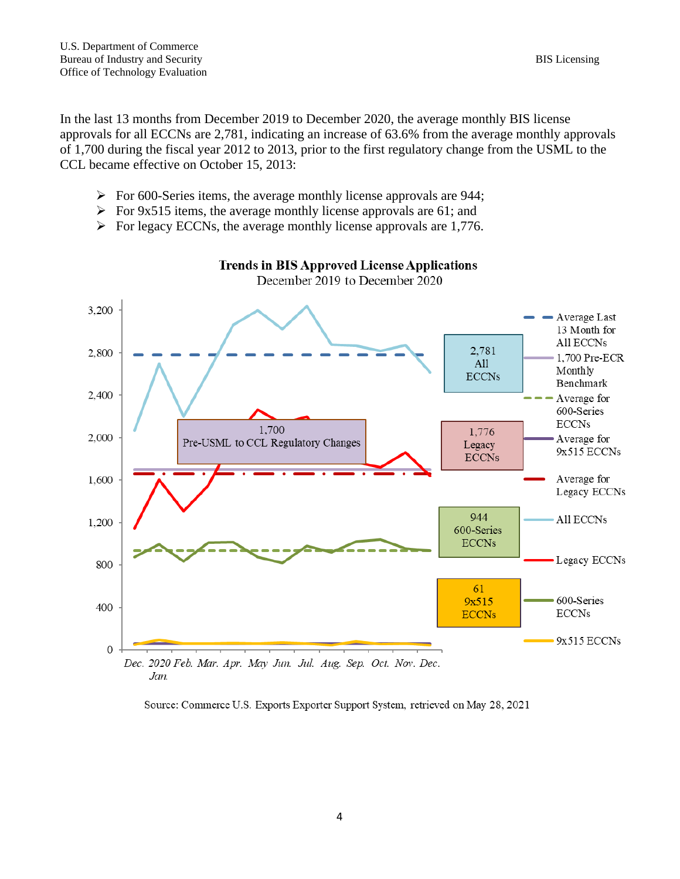In the last 13 months from December 2019 to December 2020, the average monthly BIS license approvals for all ECCNs are 2,781, indicating an increase of 63.6% from the average monthly approvals of 1,700 during the fiscal year 2012 to 2013, prior to the first regulatory change from the USML to the CCL became effective on October 15, 2013:

- For 600-Series items, the average monthly license approvals are 944;
- For 9x515 items, the average monthly license approvals are 61; and
- For legacy ECCNs, the average monthly license approvals are 1,776.

**Trends in BIS Approved License Applications**
December 2019 to December 2020

Source: Commerce U.S. Exports Exporter Support System, retrieved on May 28, 2021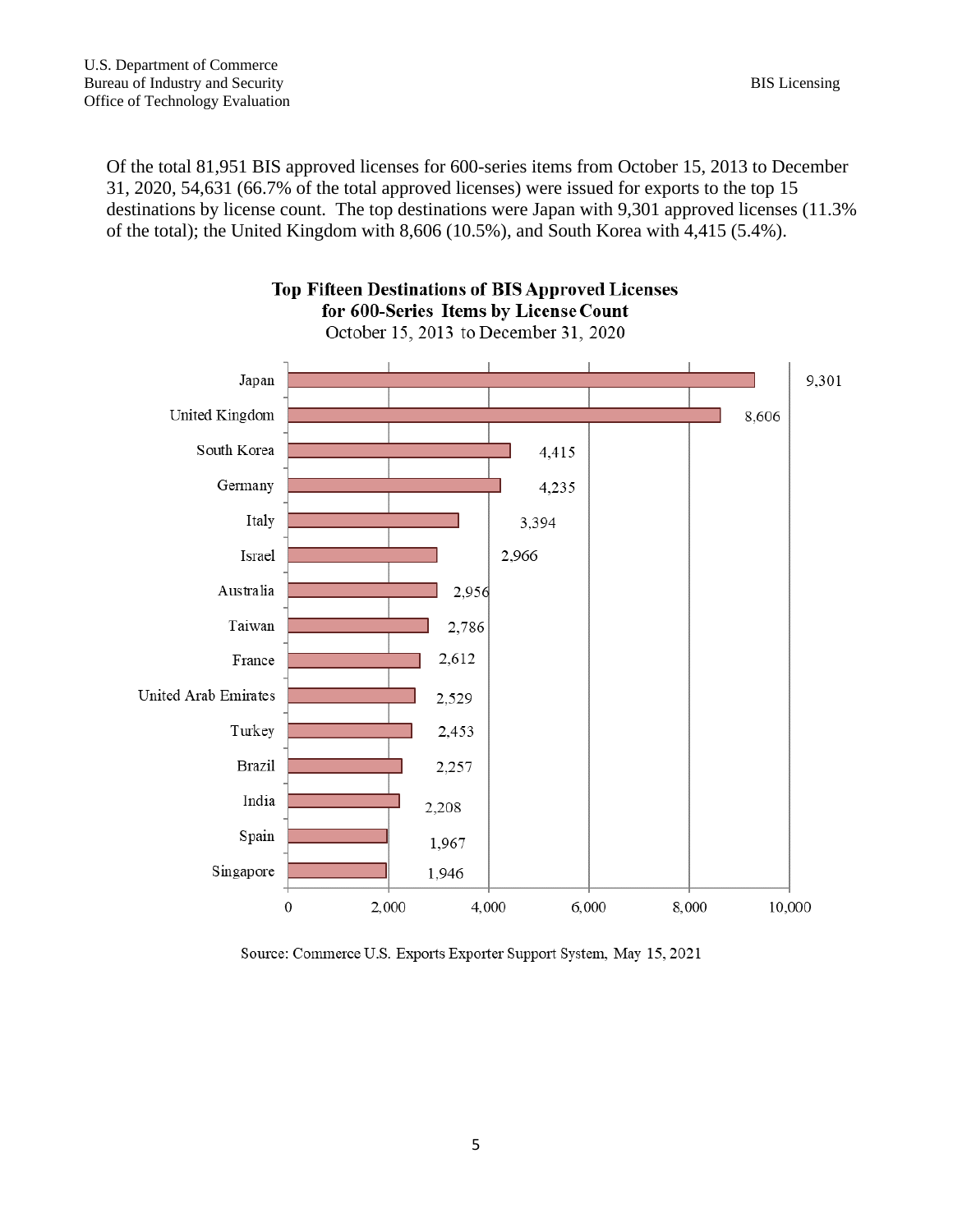Of the total 81,951 BIS approved licenses for 600-series items from October 15, 2013 to December 31, 2020, 54,631 (66.7% of the total approved licenses) were issued for exports to the top 15 destinations by license count. The top destinations were Japan with 9,301 approved licenses (11.3% of the total); the United Kingdom with 8,606 (10.5%), and South Korea with 4,415 (5.4%).

**Top Fifteen Destinations of BIS Approved Licenses for 600-Series Items by License Count**

October 15, 2013 to December 31, 2020

| Destination | License Count |
|---|---|
| Japan | 9,301 |
| United Kingdom | 8,606 |
| South Korea | 4,415 |
| Germany | 4,235 |
| Italy | 3,394 |
| Israel | 2,966 |
| Australia | 2,956 |
| Taiwan | 2,786 |
| France | 2,612 |
| United Arab Emirates | 2,529 |
| Turkey | 2,453 |
| Brazil | 2,257 |
| India | 2,208 |
| Spain | 1,967 |
| Singapore | 1,946 |

Source: Commerce U.S. Exports Exporter Support System, May 15, 2021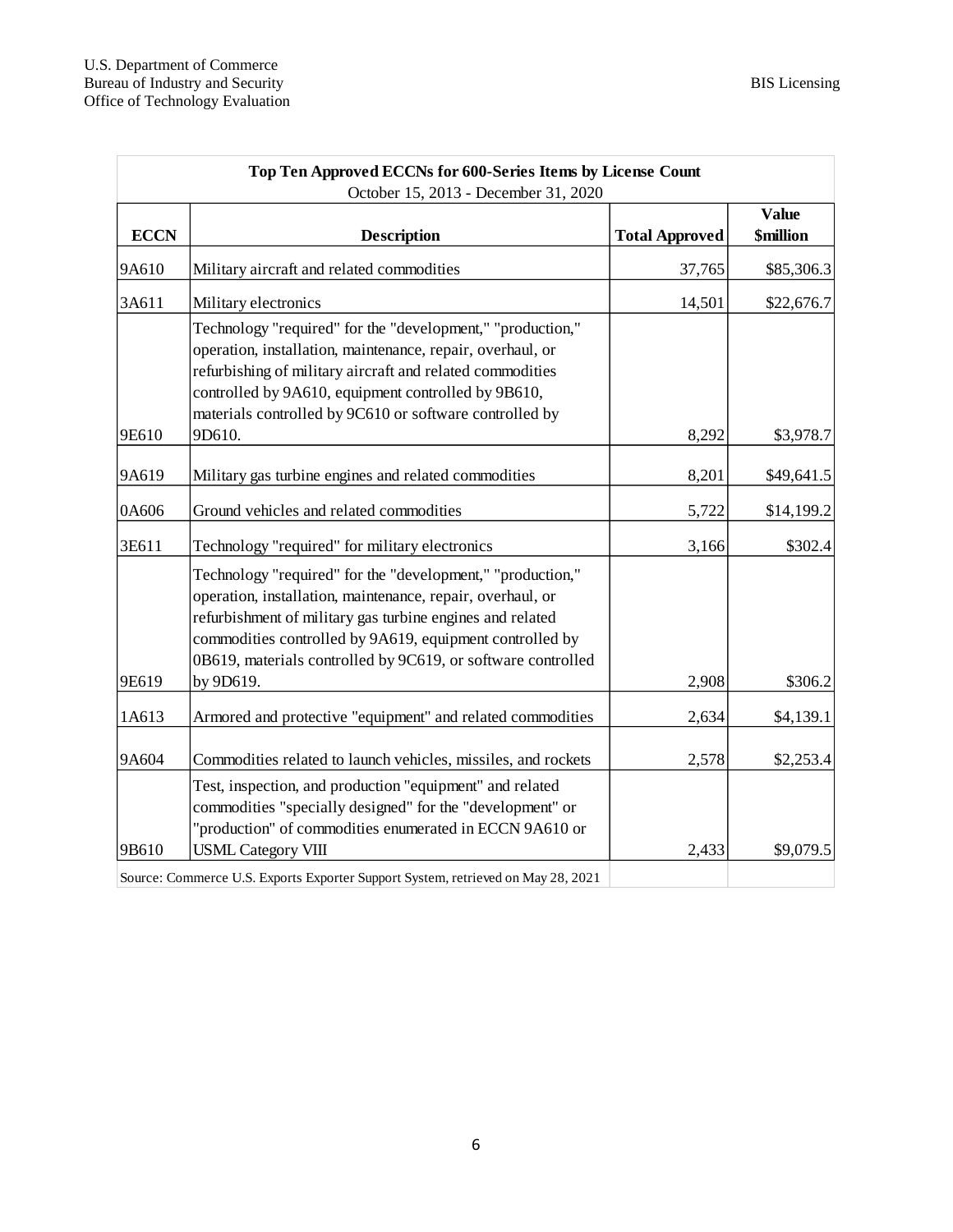| **Top Ten Approved ECCNs for 600-Series Items by License Count** October 15, 2013 - December 31, 2020 | | | |
|---|---|---|---|
| **ECCN** | **Description** | **Total Approved** | **Value $million** |
| 9A610 | Military aircraft and related commodities | 37,765 | $85,306.3 |
| 3A611 | Military electronics | 14,501 | $22,676.7 |
| 9E610 | Technology "required" for the "development," "production," operation, installation, maintenance, repair, overhaul, or refurbishing of military aircraft and related commodities controlled by 9A610, equipment controlled by 9B610, materials controlled by 9C610 or software controlled by 9D610. | 8,292 | $3,978.7 |
| 9A619 | Military gas turbine engines and related commodities | 8,201 | $49,641.5 |
| 0A606 | Ground vehicles and related commodities | 5,722 | $14,199.2 |
| 3E611 | Technology "required" for military electronics | 3,166 | $302.4 |
| 9E619 | Technology "required" for the "development," "production," operation, installation, maintenance, repair, overhaul, or refurbishment of military gas turbine engines and related commodities controlled by 9A619, equipment controlled by 0B619, materials controlled by 9C619, or software controlled by 9D619. | 2,908 | $306.2 |
| 1A613 | Armored and protective "equipment" and related commodities | 2,634 | $4,139.1 |
| 9A604 | Commodities related to launch vehicles, missiles, and rockets | 2,578 | $2,253.4 |
| 9B610 | Test, inspection, and production "equipment" and related commodities "specially designed" for the "development" or "production" of commodities enumerated in ECCN 9A610 or USML Category VIII | 2,433 | $9,079.5 |

Source: Commerce U.S. Exports Exporter Support System, retrieved on May 28, 2021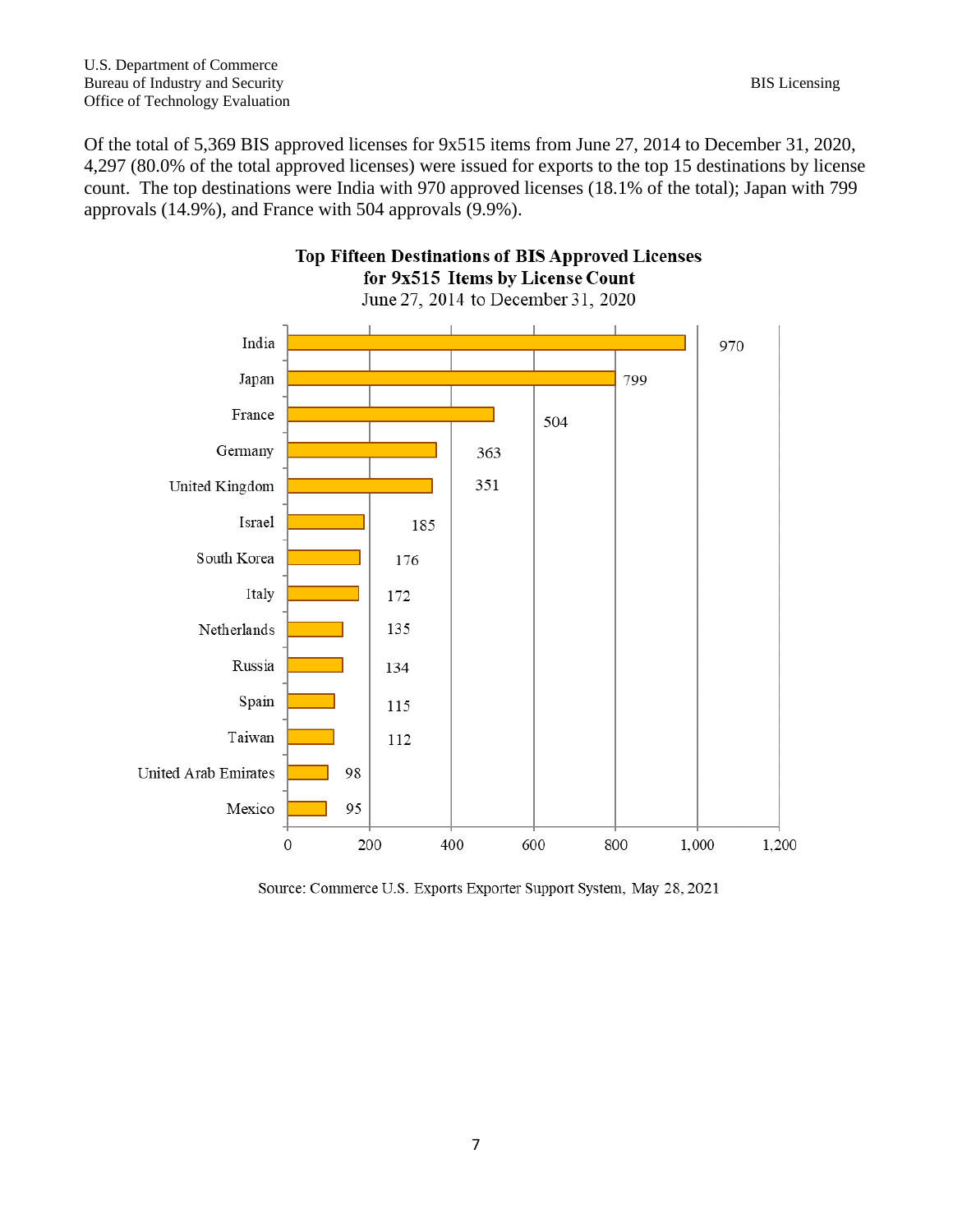Of the total of 5,369 BIS approved licenses for 9x515 items from June 27, 2014 to December 31, 2020, 4,297 (80.0% of the total approved licenses) were issued for exports to the top 15 destinations by license count. The top destinations were India with 970 approved licenses (18.1% of the total); Japan with 799 approvals (14.9%), and France with 504 approvals (9.9%).

**Top Fifteen Destinations of BIS Approved Licenses for 9x515 Items by License Count**
June 27, 2014 to December 31, 2020

India 970
Japan 799
France 504
Germany 363
United Kingdom 351
Israel 185
South Korea 176
Italy 172
Netherlands 135
Russia 134
Spain 115
Taiwan 112
United Arab Emirates 98
Mexico 95

0 200 400 600 800 1,000 1,200

Source: Commerce U.S. Exports Exporter Support System, May 28, 2021